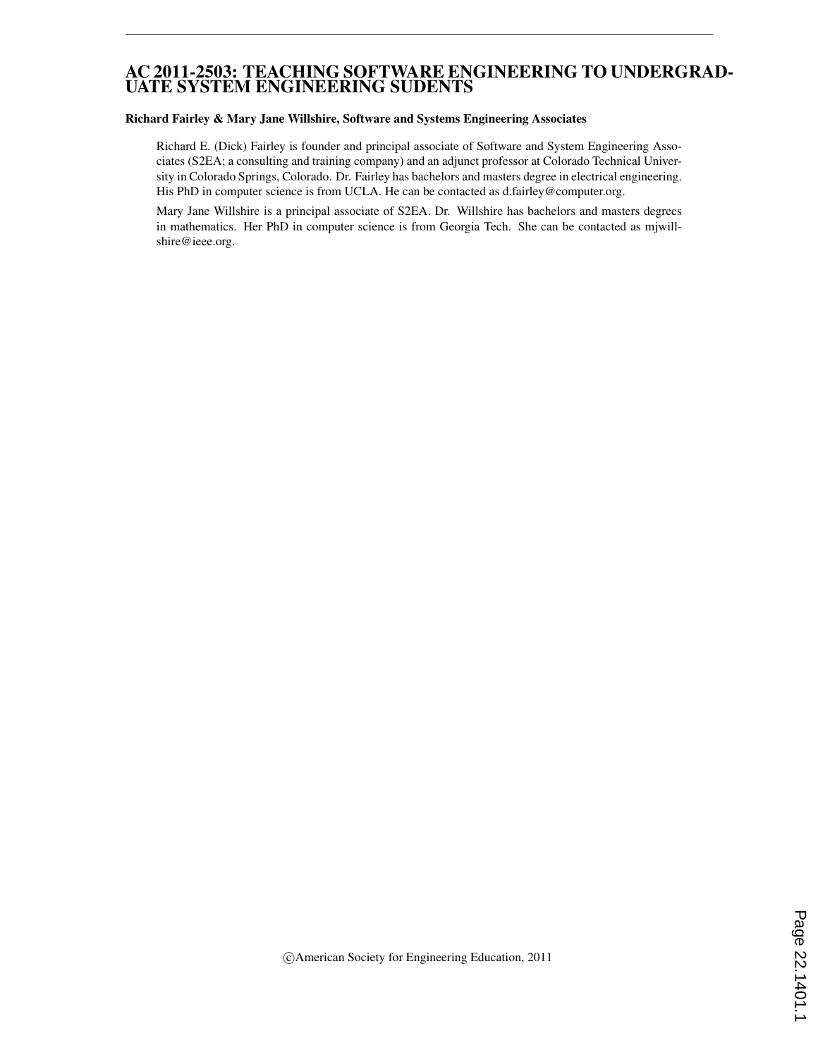# AC 2011-2503: TEACHING SOFTWARE ENGINEERING TO UNDERGRADUATE SYSTEM ENGINEERING SUDENTS

**Richard Fairley & Mary Jane Willshire, Software and Systems Engineering Associates**

Richard E. (Dick) Fairley is founder and principal associate of Software and System Engineering Associates (S2EA; a consulting and training company) and an adjunct professor at Colorado Technical University in Colorado Springs, Colorado. Dr. Fairley has bachelors and masters degree in electrical engineering. His PhD in computer science is from UCLA. He can be contacted as d.fairley@computer.org.

Mary Jane Willshire is a principal associate of S2EA. Dr. Willshire has bachelors and masters degrees in mathematics. Her PhD in computer science is from Georgia Tech. She can be contacted as mjwillshire@ieee.org.

©American Society for Engineering Education, 2011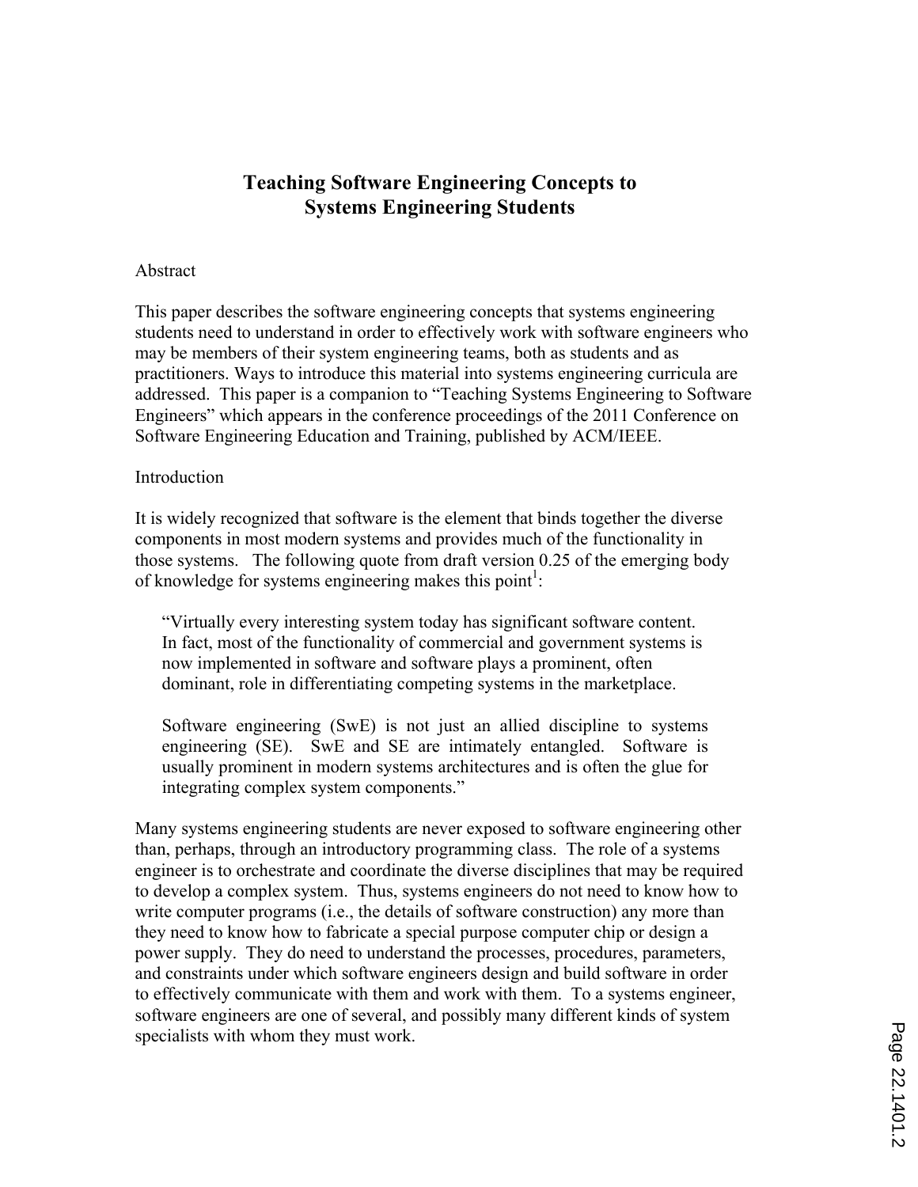# Teaching Software Engineering Concepts to Systems Engineering Students

## Abstract

This paper describes the software engineering concepts that systems engineering students need to understand in order to effectively work with software engineers who may be members of their system engineering teams, both as students and as practitioners. Ways to introduce this material into systems engineering curricula are addressed. This paper is a companion to "Teaching Systems Engineering to Software Engineers" which appears in the conference proceedings of the 2011 Conference on Software Engineering Education and Training, published by ACM/IEEE.

## Introduction

It is widely recognized that software is the element that binds together the diverse components in most modern systems and provides much of the functionality in those systems. The following quote from draft version 0.25 of the emerging body of knowledge for systems engineering makes this point[1]:

> "Virtually every interesting system today has significant software content. In fact, most of the functionality of commercial and government systems is now implemented in software and software plays a prominent, often dominant, role in differentiating competing systems in the marketplace.
>
> Software engineering (SwE) is not just an allied discipline to systems engineering (SE). SwE and SE are intimately entangled. Software is usually prominent in modern systems architectures and is often the glue for integrating complex system components."

Many systems engineering students are never exposed to software engineering other than, perhaps, through an introductory programming class. The role of a systems engineer is to orchestrate and coordinate the diverse disciplines that may be required to develop a complex system. Thus, systems engineers do not need to know how to write computer programs (i.e., the details of software construction) any more than they need to know how to fabricate a special purpose computer chip or design a power supply. They do need to understand the processes, procedures, parameters, and constraints under which software engineers design and build software in order to effectively communicate with them and work with them. To a systems engineer, software engineers are one of several, and possibly many different kinds of system specialists with whom they must work.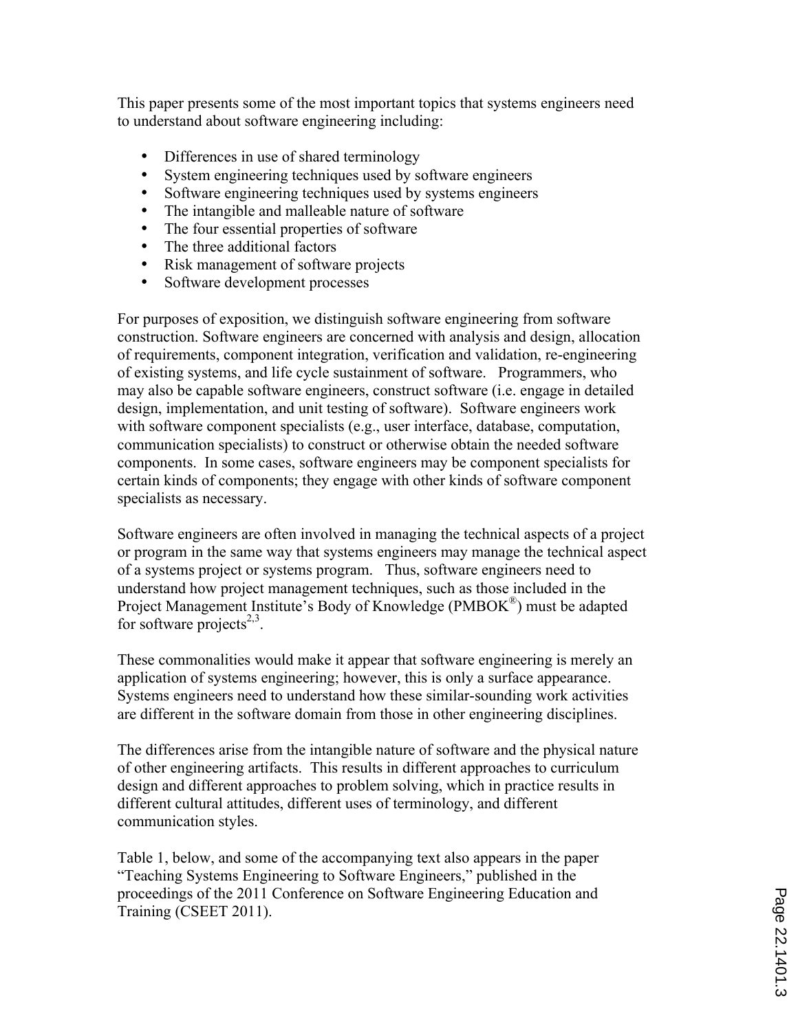This paper presents some of the most important topics that systems engineers need to understand about software engineering including:

- Differences in use of shared terminology
- System engineering techniques used by software engineers
- Software engineering techniques used by systems engineers
- The intangible and malleable nature of software
- The four essential properties of software
- The three additional factors
- Risk management of software projects
- Software development processes

For purposes of exposition, we distinguish software engineering from software construction. Software engineers are concerned with analysis and design, allocation of requirements, component integration, verification and validation, re-engineering of existing systems, and life cycle sustainment of software. Programmers, who may also be capable software engineers, construct software (i.e. engage in detailed design, implementation, and unit testing of software). Software engineers work with software component specialists (e.g., user interface, database, computation, communication specialists) to construct or otherwise obtain the needed software components. In some cases, software engineers may be component specialists for certain kinds of components; they engage with other kinds of software component specialists as necessary.

Software engineers are often involved in managing the technical aspects of a project or program in the same way that systems engineers may manage the technical aspect of a systems project or systems program. Thus, software engineers need to understand how project management techniques, such as those included in the Project Management Institute's Body of Knowledge (PMBOK®) must be adapted for software projects[2,3].

These commonalities would make it appear that software engineering is merely an application of systems engineering; however, this is only a surface appearance. Systems engineers need to understand how these similar-sounding work activities are different in the software domain from those in other engineering disciplines.

The differences arise from the intangible nature of software and the physical nature of other engineering artifacts. This results in different approaches to curriculum design and different approaches to problem solving, which in practice results in different cultural attitudes, different uses of terminology, and different communication styles.

Table 1, below, and some of the accompanying text also appears in the paper "Teaching Systems Engineering to Software Engineers," published in the proceedings of the 2011 Conference on Software Engineering Education and Training (CSEET 2011).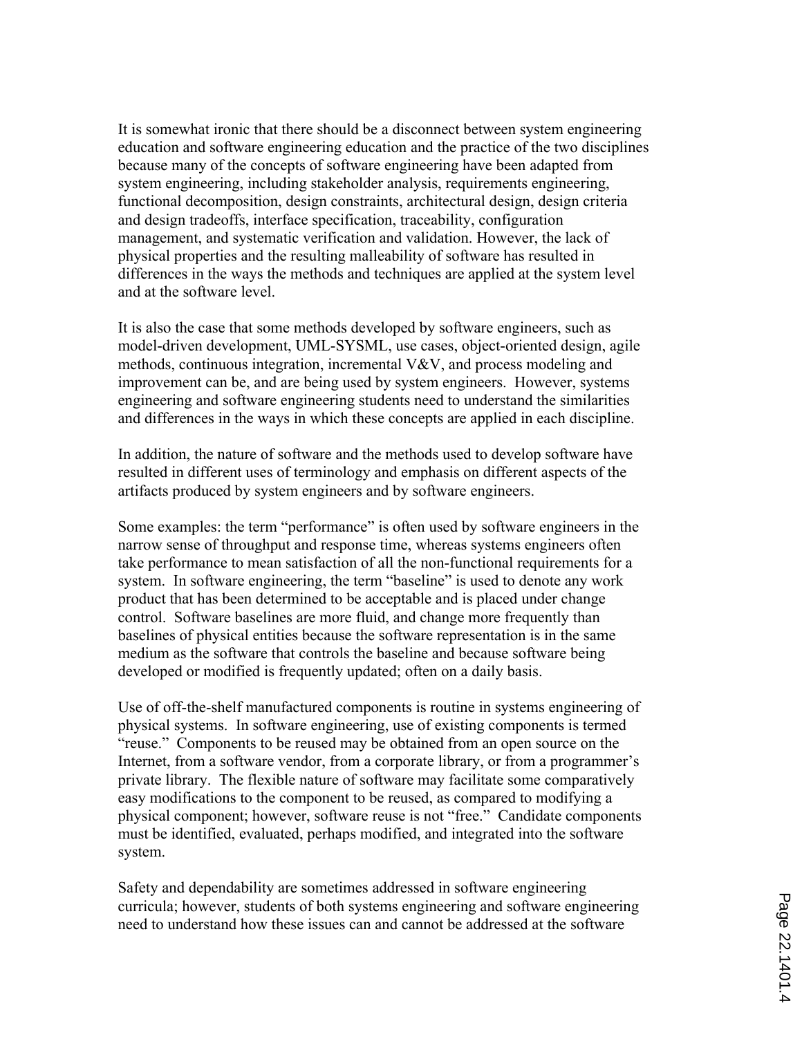It is somewhat ironic that there should be a disconnect between system engineering education and software engineering education and the practice of the two disciplines because many of the concepts of software engineering have been adapted from system engineering, including stakeholder analysis, requirements engineering, functional decomposition, design constraints, architectural design, design criteria and design tradeoffs, interface specification, traceability, configuration management, and systematic verification and validation. However, the lack of physical properties and the resulting malleability of software has resulted in differences in the ways the methods and techniques are applied at the system level and at the software level.

It is also the case that some methods developed by software engineers, such as model-driven development, UML-SYSML, use cases, object-oriented design, agile methods, continuous integration, incremental V&V, and process modeling and improvement can be, and are being used by system engineers. However, systems engineering and software engineering students need to understand the similarities and differences in the ways in which these concepts are applied in each discipline.

In addition, the nature of software and the methods used to develop software have resulted in different uses of terminology and emphasis on different aspects of the artifacts produced by system engineers and by software engineers.

Some examples: the term "performance" is often used by software engineers in the narrow sense of throughput and response time, whereas systems engineers often take performance to mean satisfaction of all the non-functional requirements for a system. In software engineering, the term "baseline" is used to denote any work product that has been determined to be acceptable and is placed under change control. Software baselines are more fluid, and change more frequently than baselines of physical entities because the software representation is in the same medium as the software that controls the baseline and because software being developed or modified is frequently updated; often on a daily basis.

Use of off-the-shelf manufactured components is routine in systems engineering of physical systems. In software engineering, use of existing components is termed "reuse." Components to be reused may be obtained from an open source on the Internet, from a software vendor, from a corporate library, or from a programmer's private library. The flexible nature of software may facilitate some comparatively easy modifications to the component to be reused, as compared to modifying a physical component; however, software reuse is not "free." Candidate components must be identified, evaluated, perhaps modified, and integrated into the software system.

Safety and dependability are sometimes addressed in software engineering curricula; however, students of both systems engineering and software engineering need to understand how these issues can and cannot be addressed at the software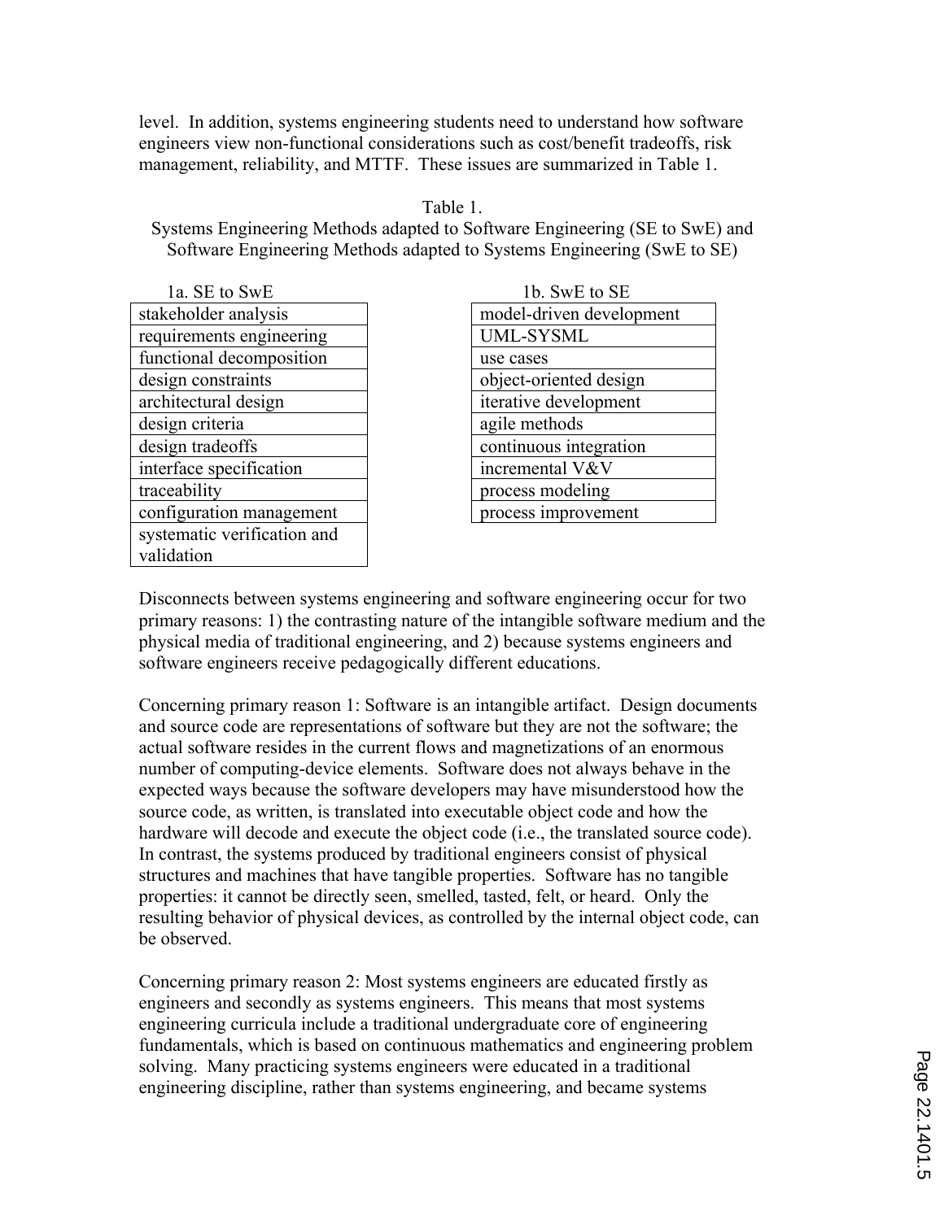level. In addition, systems engineering students need to understand how software engineers view non-functional considerations such as cost/benefit tradeoffs, risk management, reliability, and MTTF. These issues are summarized in Table 1.

Table 1.
Systems Engineering Methods adapted to Software Engineering (SE to SwE) and Software Engineering Methods adapted to Systems Engineering (SwE to SE)

1a. SE to SwE

| |
|---|
| stakeholder analysis |
| requirements engineering |
| functional decomposition |
| design constraints |
| architectural design |
| design criteria |
| design tradeoffs |
| interface specification |
| traceability |
| configuration management |
| systematic verification and validation |

1b. SwE to SE

| |
|---|
| model-driven development |
| UML-SYSML |
| use cases |
| object-oriented design |
| iterative development |
| agile methods |
| continuous integration |
| incremental V&V |
| process modeling |
| process improvement |

Disconnects between systems engineering and software engineering occur for two primary reasons: 1) the contrasting nature of the intangible software medium and the physical media of traditional engineering, and 2) because systems engineers and software engineers receive pedagogically different educations.

Concerning primary reason 1: Software is an intangible artifact. Design documents and source code are representations of software but they are not the software; the actual software resides in the current flows and magnetizations of an enormous number of computing-device elements. Software does not always behave in the expected ways because the software developers may have misunderstood how the source code, as written, is translated into executable object code and how the hardware will decode and execute the object code (i.e., the translated source code). In contrast, the systems produced by traditional engineers consist of physical structures and machines that have tangible properties. Software has no tangible properties: it cannot be directly seen, smelled, tasted, felt, or heard. Only the resulting behavior of physical devices, as controlled by the internal object code, can be observed.

Concerning primary reason 2: Most systems engineers are educated firstly as engineers and secondly as systems engineers. This means that most systems engineering curricula include a traditional undergraduate core of engineering fundamentals, which is based on continuous mathematics and engineering problem solving. Many practicing systems engineers were educated in a traditional engineering discipline, rather than systems engineering, and became systems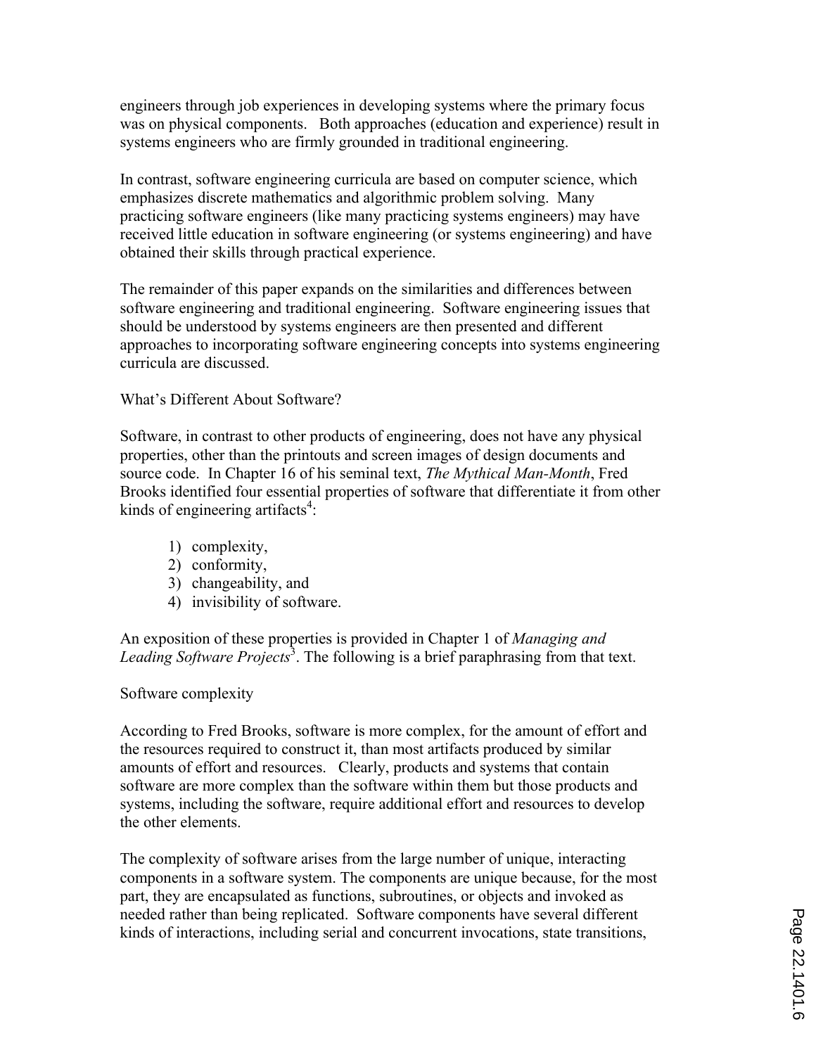engineers through job experiences in developing systems where the primary focus was on physical components. Both approaches (education and experience) result in systems engineers who are firmly grounded in traditional engineering.

In contrast, software engineering curricula are based on computer science, which emphasizes discrete mathematics and algorithmic problem solving. Many practicing software engineers (like many practicing systems engineers) may have received little education in software engineering (or systems engineering) and have obtained their skills through practical experience.

The remainder of this paper expands on the similarities and differences between software engineering and traditional engineering. Software engineering issues that should be understood by systems engineers are then presented and different approaches to incorporating software engineering concepts into systems engineering curricula are discussed.

## What's Different About Software?

Software, in contrast to other products of engineering, does not have any physical properties, other than the printouts and screen images of design documents and source code. In Chapter 16 of his seminal text, *The Mythical Man-Month*, Fred Brooks identified four essential properties of software that differentiate it from other kinds of engineering artifacts[4]:

1) complexity,
2) conformity,
3) changeability, and
4) invisibility of software.

An exposition of these properties is provided in Chapter 1 of *Managing and Leading Software Projects*[3]. The following is a brief paraphrasing from that text.

### Software complexity

According to Fred Brooks, software is more complex, for the amount of effort and the resources required to construct it, than most artifacts produced by similar amounts of effort and resources. Clearly, products and systems that contain software are more complex than the software within them but those products and systems, including the software, require additional effort and resources to develop the other elements.

The complexity of software arises from the large number of unique, interacting components in a software system. The components are unique because, for the most part, they are encapsulated as functions, subroutines, or objects and invoked as needed rather than being replicated. Software components have several different kinds of interactions, including serial and concurrent invocations, state transitions,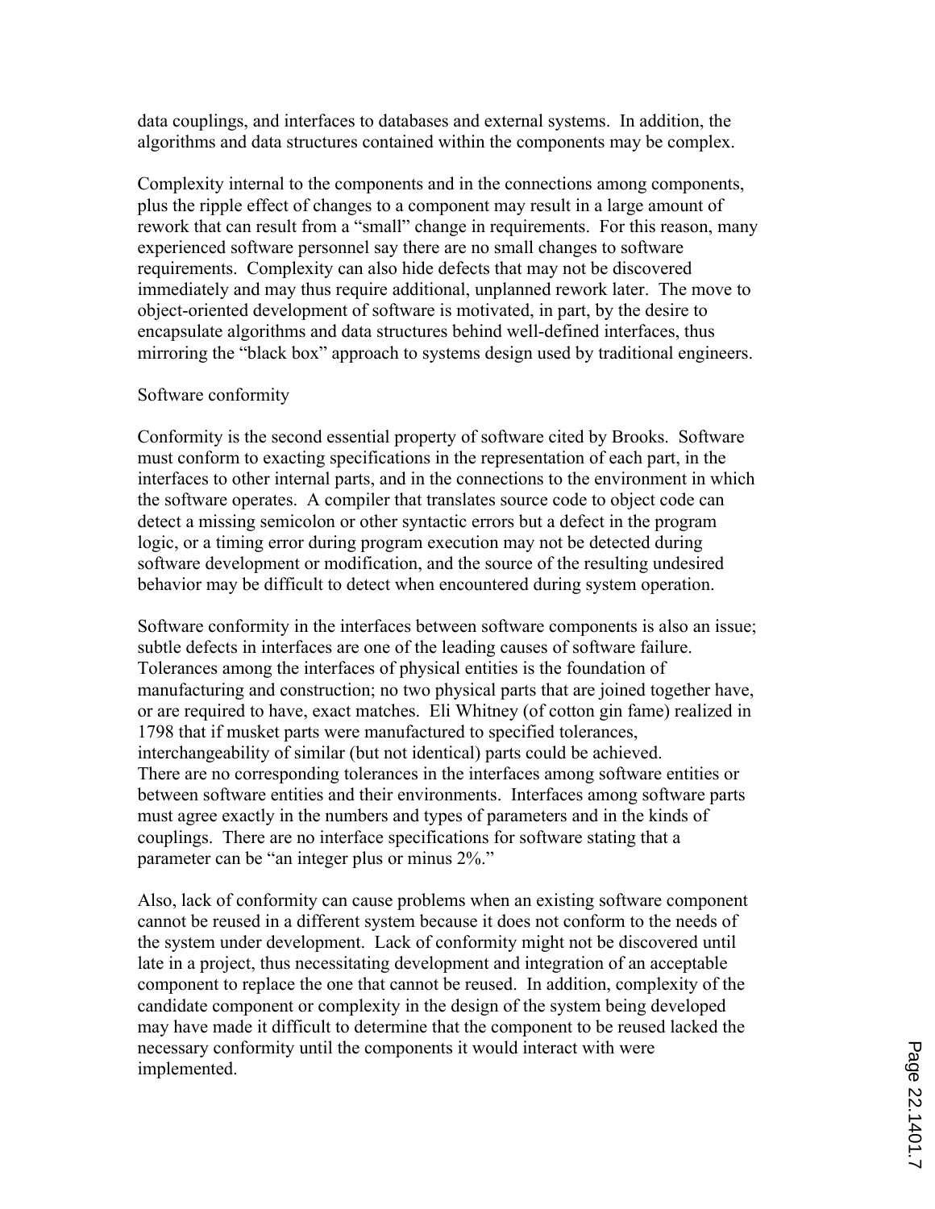data couplings, and interfaces to databases and external systems. In addition, the algorithms and data structures contained within the components may be complex.

Complexity internal to the components and in the connections among components, plus the ripple effect of changes to a component may result in a large amount of rework that can result from a "small" change in requirements. For this reason, many experienced software personnel say there are no small changes to software requirements. Complexity can also hide defects that may not be discovered immediately and may thus require additional, unplanned rework later. The move to object-oriented development of software is motivated, in part, by the desire to encapsulate algorithms and data structures behind well-defined interfaces, thus mirroring the "black box" approach to systems design used by traditional engineers.

Software conformity

Conformity is the second essential property of software cited by Brooks. Software must conform to exacting specifications in the representation of each part, in the interfaces to other internal parts, and in the connections to the environment in which the software operates. A compiler that translates source code to object code can detect a missing semicolon or other syntactic errors but a defect in the program logic, or a timing error during program execution may not be detected during software development or modification, and the source of the resulting undesired behavior may be difficult to detect when encountered during system operation.

Software conformity in the interfaces between software components is also an issue; subtle defects in interfaces are one of the leading causes of software failure. Tolerances among the interfaces of physical entities is the foundation of manufacturing and construction; no two physical parts that are joined together have, or are required to have, exact matches. Eli Whitney (of cotton gin fame) realized in 1798 that if musket parts were manufactured to specified tolerances, interchangeability of similar (but not identical) parts could be achieved. There are no corresponding tolerances in the interfaces among software entities or between software entities and their environments. Interfaces among software parts must agree exactly in the numbers and types of parameters and in the kinds of couplings. There are no interface specifications for software stating that a parameter can be "an integer plus or minus 2%."

Also, lack of conformity can cause problems when an existing software component cannot be reused in a different system because it does not conform to the needs of the system under development. Lack of conformity might not be discovered until late in a project, thus necessitating development and integration of an acceptable component to replace the one that cannot be reused. In addition, complexity of the candidate component or complexity in the design of the system being developed may have made it difficult to determine that the component to be reused lacked the necessary conformity until the components it would interact with were implemented.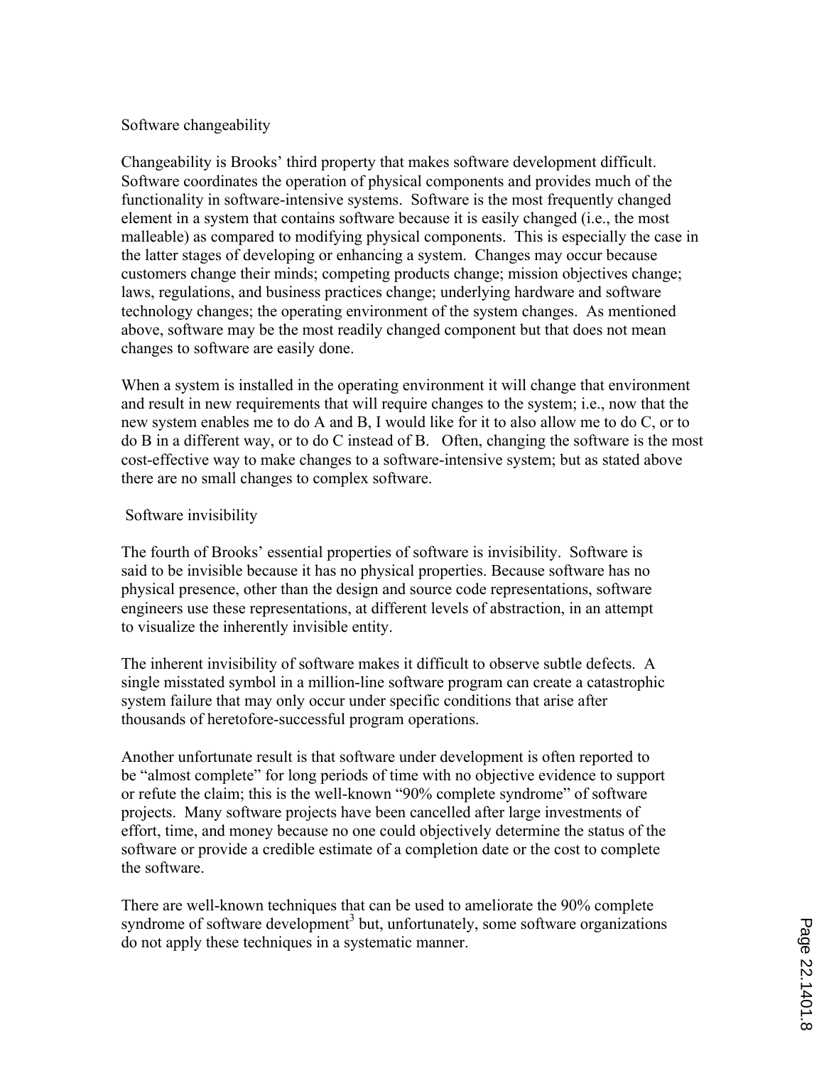## Software changeability

Changeability is Brooks' third property that makes software development difficult. Software coordinates the operation of physical components and provides much of the functionality in software-intensive systems. Software is the most frequently changed element in a system that contains software because it is easily changed (i.e., the most malleable) as compared to modifying physical components. This is especially the case in the latter stages of developing or enhancing a system. Changes may occur because customers change their minds; competing products change; mission objectives change; laws, regulations, and business practices change; underlying hardware and software technology changes; the operating environment of the system changes. As mentioned above, software may be the most readily changed component but that does not mean changes to software are easily done.

When a system is installed in the operating environment it will change that environment and result in new requirements that will require changes to the system; i.e., now that the new system enables me to do A and B, I would like for it to also allow me to do C, or to do B in a different way, or to do C instead of B. Often, changing the software is the most cost-effective way to make changes to a software-intensive system; but as stated above there are no small changes to complex software.

## Software invisibility

The fourth of Brooks' essential properties of software is invisibility. Software is said to be invisible because it has no physical properties. Because software has no physical presence, other than the design and source code representations, software engineers use these representations, at different levels of abstraction, in an attempt to visualize the inherently invisible entity.

The inherent invisibility of software makes it difficult to observe subtle defects. A single misstated symbol in a million-line software program can create a catastrophic system failure that may only occur under specific conditions that arise after thousands of heretofore-successful program operations.

Another unfortunate result is that software under development is often reported to be "almost complete" for long periods of time with no objective evidence to support or refute the claim; this is the well-known "90% complete syndrome" of software projects. Many software projects have been cancelled after large investments of effort, time, and money because no one could objectively determine the status of the software or provide a credible estimate of a completion date or the cost to complete the software.

There are well-known techniques that can be used to ameliorate the 90% complete syndrome of software development[3] but, unfortunately, some software organizations do not apply these techniques in a systematic manner.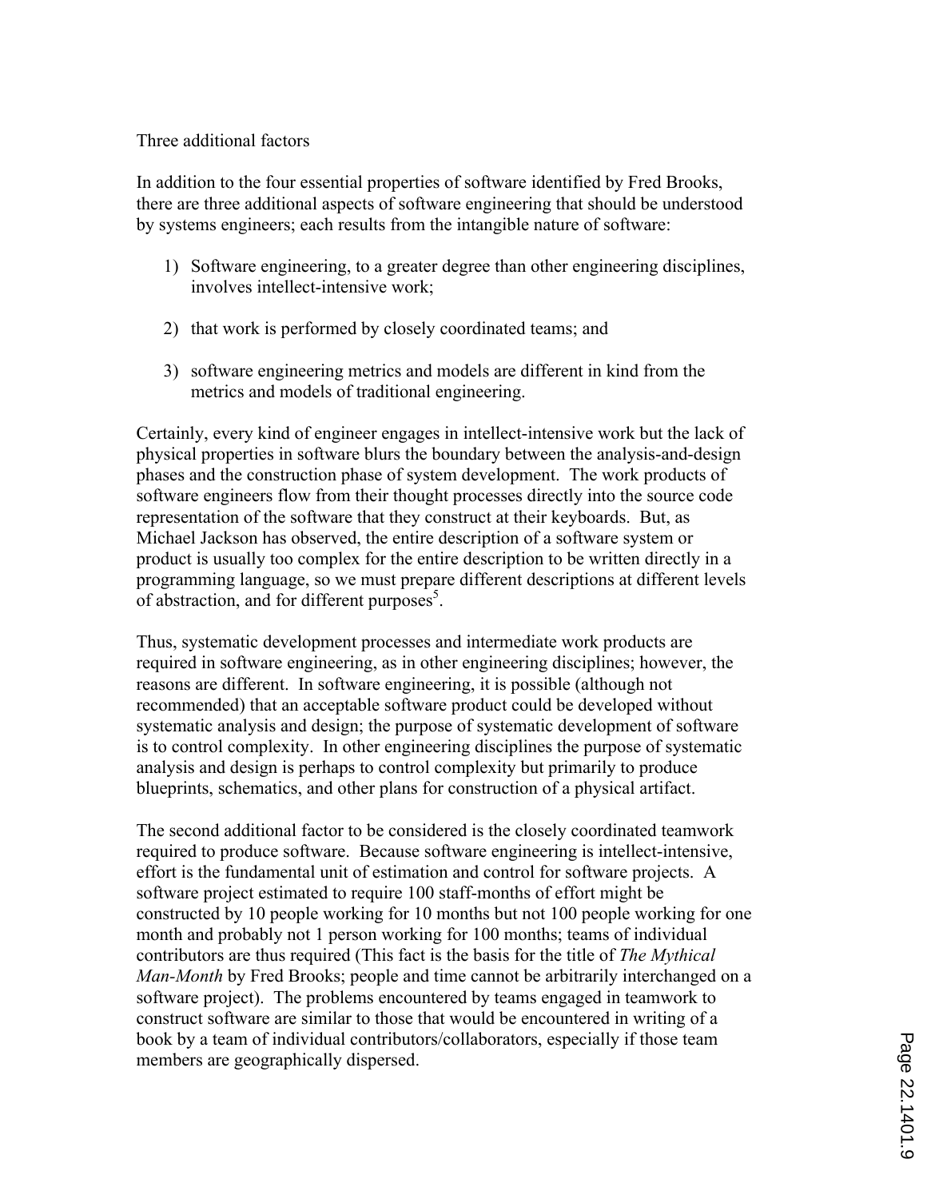Three additional factors

In addition to the four essential properties of software identified by Fred Brooks, there are three additional aspects of software engineering that should be understood by systems engineers; each results from the intangible nature of software:

1) Software engineering, to a greater degree than other engineering disciplines, involves intellect-intensive work;

2) that work is performed by closely coordinated teams; and

3) software engineering metrics and models are different in kind from the metrics and models of traditional engineering.

Certainly, every kind of engineer engages in intellect-intensive work but the lack of physical properties in software blurs the boundary between the analysis-and-design phases and the construction phase of system development. The work products of software engineers flow from their thought processes directly into the source code representation of the software that they construct at their keyboards. But, as Michael Jackson has observed, the entire description of a software system or product is usually too complex for the entire description to be written directly in a programming language, so we must prepare different descriptions at different levels of abstraction, and for different purposes[5].

Thus, systematic development processes and intermediate work products are required in software engineering, as in other engineering disciplines; however, the reasons are different. In software engineering, it is possible (although not recommended) that an acceptable software product could be developed without systematic analysis and design; the purpose of systematic development of software is to control complexity. In other engineering disciplines the purpose of systematic analysis and design is perhaps to control complexity but primarily to produce blueprints, schematics, and other plans for construction of a physical artifact.

The second additional factor to be considered is the closely coordinated teamwork required to produce software. Because software engineering is intellect-intensive, effort is the fundamental unit of estimation and control for software projects. A software project estimated to require 100 staff-months of effort might be constructed by 10 people working for 10 months but not 100 people working for one month and probably not 1 person working for 100 months; teams of individual contributors are thus required (This fact is the basis for the title of *The Mythical Man-Month* by Fred Brooks; people and time cannot be arbitrarily interchanged on a software project). The problems encountered by teams engaged in teamwork to construct software are similar to those that would be encountered in writing of a book by a team of individual contributors/collaborators, especially if those team members are geographically dispersed.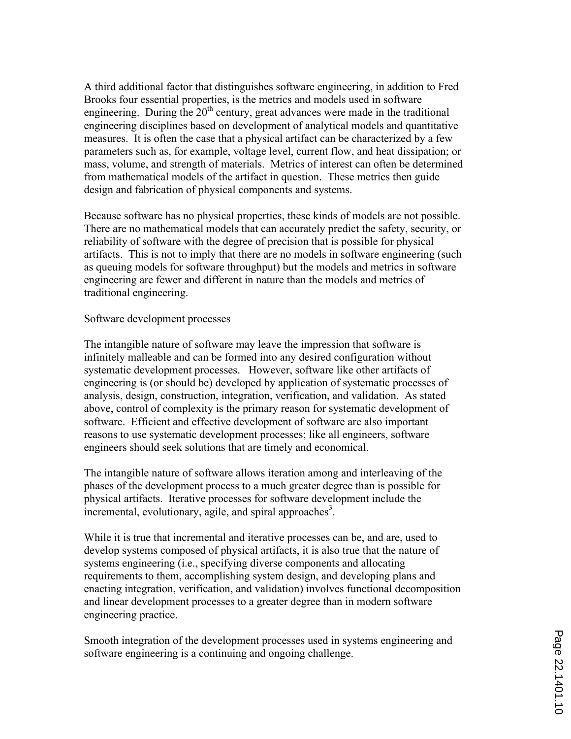A third additional factor that distinguishes software engineering, in addition to Fred Brooks four essential properties, is the metrics and models used in software engineering. During the 20th century, great advances were made in the traditional engineering disciplines based on development of analytical models and quantitative measures. It is often the case that a physical artifact can be characterized by a few parameters such as, for example, voltage level, current flow, and heat dissipation; or mass, volume, and strength of materials. Metrics of interest can often be determined from mathematical models of the artifact in question. These metrics then guide design and fabrication of physical components and systems.

Because software has no physical properties, these kinds of models are not possible. There are no mathematical models that can accurately predict the safety, security, or reliability of software with the degree of precision that is possible for physical artifacts. This is not to imply that there are no models in software engineering (such as queuing models for software throughput) but the models and metrics in software engineering are fewer and different in nature than the models and metrics of traditional engineering.

## Software development processes

The intangible nature of software may leave the impression that software is infinitely malleable and can be formed into any desired configuration without systematic development processes. However, software like other artifacts of engineering is (or should be) developed by application of systematic processes of analysis, design, construction, integration, verification, and validation. As stated above, control of complexity is the primary reason for systematic development of software. Efficient and effective development of software are also important reasons to use systematic development processes; like all engineers, software engineers should seek solutions that are timely and economical.

The intangible nature of software allows iteration among and interleaving of the phases of the development process to a much greater degree than is possible for physical artifacts. Iterative processes for software development include the incremental, evolutionary, agile, and spiral approaches[3].

While it is true that incremental and iterative processes can be, and are, used to develop systems composed of physical artifacts, it is also true that the nature of systems engineering (i.e., specifying diverse components and allocating requirements to them, accomplishing system design, and developing plans and enacting integration, verification, and validation) involves functional decomposition and linear development processes to a greater degree than in modern software engineering practice.

Smooth integration of the development processes used in systems engineering and software engineering is a continuing and ongoing challenge.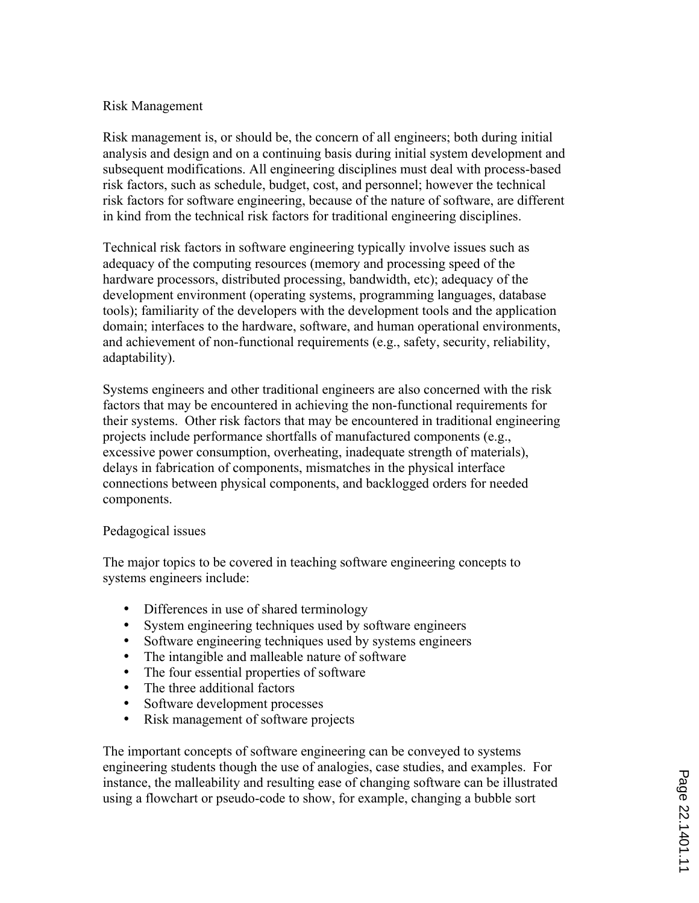## Risk Management

Risk management is, or should be, the concern of all engineers; both during initial analysis and design and on a continuing basis during initial system development and subsequent modifications. All engineering disciplines must deal with process-based risk factors, such as schedule, budget, cost, and personnel; however the technical risk factors for software engineering, because of the nature of software, are different in kind from the technical risk factors for traditional engineering disciplines.

Technical risk factors in software engineering typically involve issues such as adequacy of the computing resources (memory and processing speed of the hardware processors, distributed processing, bandwidth, etc); adequacy of the development environment (operating systems, programming languages, database tools); familiarity of the developers with the development tools and the application domain; interfaces to the hardware, software, and human operational environments, and achievement of non-functional requirements (e.g., safety, security, reliability, adaptability).

Systems engineers and other traditional engineers are also concerned with the risk factors that may be encountered in achieving the non-functional requirements for their systems. Other risk factors that may be encountered in traditional engineering projects include performance shortfalls of manufactured components (e.g., excessive power consumption, overheating, inadequate strength of materials), delays in fabrication of components, mismatches in the physical interface connections between physical components, and backlogged orders for needed components.

## Pedagogical issues

The major topics to be covered in teaching software engineering concepts to systems engineers include:

- Differences in use of shared terminology
- System engineering techniques used by software engineers
- Software engineering techniques used by systems engineers
- The intangible and malleable nature of software
- The four essential properties of software
- The three additional factors
- Software development processes
- Risk management of software projects

The important concepts of software engineering can be conveyed to systems engineering students though the use of analogies, case studies, and examples. For instance, the malleability and resulting ease of changing software can be illustrated using a flowchart or pseudo-code to show, for example, changing a bubble sort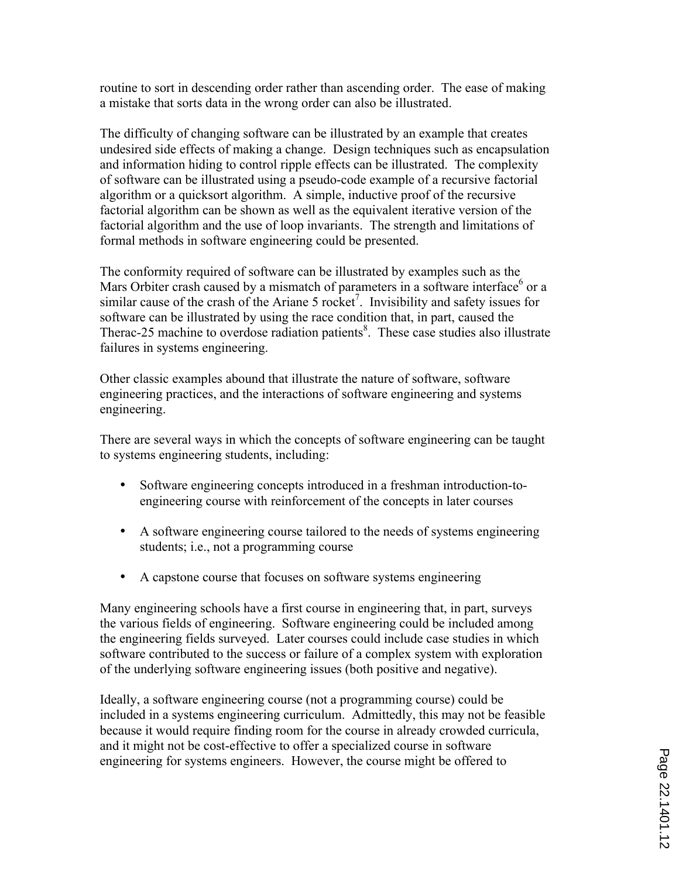routine to sort in descending order rather than ascending order. The ease of making a mistake that sorts data in the wrong order can also be illustrated.

The difficulty of changing software can be illustrated by an example that creates undesired side effects of making a change. Design techniques such as encapsulation and information hiding to control ripple effects can be illustrated. The complexity of software can be illustrated using a pseudo-code example of a recursive factorial algorithm or a quicksort algorithm. A simple, inductive proof of the recursive factorial algorithm can be shown as well as the equivalent iterative version of the factorial algorithm and the use of loop invariants. The strength and limitations of formal methods in software engineering could be presented.

The conformity required of software can be illustrated by examples such as the Mars Orbiter crash caused by a mismatch of parameters in a software interface[6] or a similar cause of the crash of the Ariane 5 rocket[7]. Invisibility and safety issues for software can be illustrated by using the race condition that, in part, caused the Therac-25 machine to overdose radiation patients[8]. These case studies also illustrate failures in systems engineering.

Other classic examples abound that illustrate the nature of software, software engineering practices, and the interactions of software engineering and systems engineering.

There are several ways in which the concepts of software engineering can be taught to systems engineering students, including:

- Software engineering concepts introduced in a freshman introduction-to-engineering course with reinforcement of the concepts in later courses
- A software engineering course tailored to the needs of systems engineering students; i.e., not a programming course
- A capstone course that focuses on software systems engineering

Many engineering schools have a first course in engineering that, in part, surveys the various fields of engineering. Software engineering could be included among the engineering fields surveyed. Later courses could include case studies in which software contributed to the success or failure of a complex system with exploration of the underlying software engineering issues (both positive and negative).

Ideally, a software engineering course (not a programming course) could be included in a systems engineering curriculum. Admittedly, this may not be feasible because it would require finding room for the course in already crowded curricula, and it might not be cost-effective to offer a specialized course in software engineering for systems engineers. However, the course might be offered to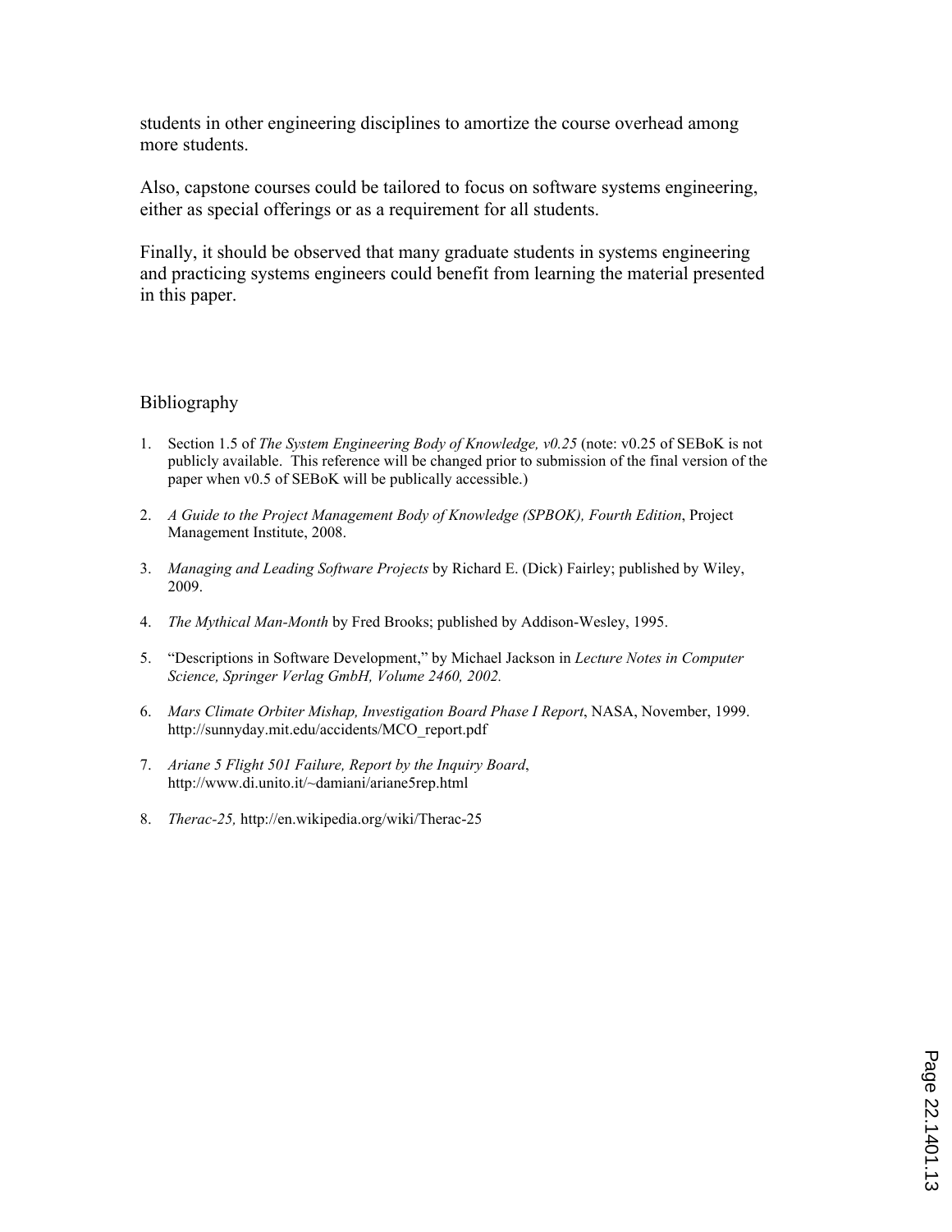students in other engineering disciplines to amortize the course overhead among more students.

Also, capstone courses could be tailored to focus on software systems engineering, either as special offerings or as a requirement for all students.

Finally, it should be observed that many graduate students in systems engineering and practicing systems engineers could benefit from learning the material presented in this paper.

## Bibliography

1. Section 1.5 of *The System Engineering Body of Knowledge, v0.25* (note: v0.25 of SEBoK is not publicly available. This reference will be changed prior to submission of the final version of the paper when v0.5 of SEBoK will be publically accessible.)
2. *A Guide to the Project Management Body of Knowledge (SPBOK), Fourth Edition*, Project Management Institute, 2008.
3. *Managing and Leading Software Projects* by Richard E. (Dick) Fairley; published by Wiley, 2009.
4. *The Mythical Man-Month* by Fred Brooks; published by Addison-Wesley, 1995.
5. "Descriptions in Software Development," by Michael Jackson in *Lecture Notes in Computer Science, Springer Verlag GmbH, Volume 2460, 2002.*
6. *Mars Climate Orbiter Mishap, Investigation Board Phase I Report*, NASA, November, 1999. http://sunnyday.mit.edu/accidents/MCO_report.pdf
7. *Ariane 5 Flight 501 Failure, Report by the Inquiry Board*, http://www.di.unito.it/~damiani/ariane5rep.html
8. *Therac-25,* http://en.wikipedia.org/wiki/Therac-25